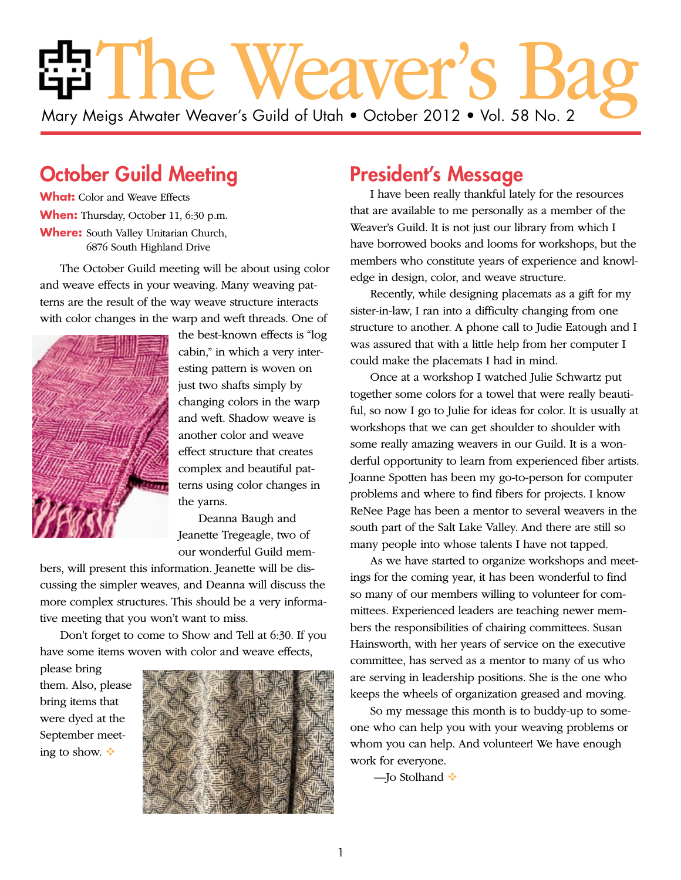# The Weaver's Bag

Mary Meigs Atwater Weaver's Guild of Utah • October 2012 • Vol. 58 No. 2

## October Guild Meeting

**What:** Color and Weave Effects
**When:** Thursday, October 11, 6:30 p.m.
**Where:** South Valley Unitarian Church, 6876 South Highland Drive

The October Guild meeting will be about using color and weave effects in your weaving. Many weaving patterns are the result of the way weave structure interacts with color changes in the warp and weft threads. One of the best-known effects is "log cabin," in which a very interesting pattern is woven on just two shafts simply by changing colors in the warp and weft. Shadow weave is another color and weave effect structure that creates complex and beautiful patterns using color changes in the yarns.

Deanna Baugh and Jeanette Tregeagle, two of our wonderful Guild members, will present this information. Jeanette will be discussing the simpler weaves, and Deanna will discuss the more complex structures. This should be a very informative meeting that you won't want to miss.

Don't forget to come to Show and Tell at 6:30. If you have some items woven with color and weave effects, please bring them. Also, please bring items that were dyed at the September meeting to show. ❖

## President's Message

I have been really thankful lately for the resources that are available to me personally as a member of the Weaver's Guild. It is not just our library from which I have borrowed books and looms for workshops, but the members who constitute years of experience and knowledge in design, color, and weave structure.

Recently, while designing placemats as a gift for my sister-in-law, I ran into a difficulty changing from one structure to another. A phone call to Judie Eatough and I was assured that with a little help from her computer I could make the placemats I had in mind.

Once at a workshop I watched Julie Schwartz put together some colors for a towel that were really beautiful, so now I go to Julie for ideas for color. It is usually at workshops that we can get shoulder to shoulder with some really amazing weavers in our Guild. It is a wonderful opportunity to learn from experienced fiber artists. Joanne Spotten has been my go-to-person for computer problems and where to find fibers for projects. I know ReNee Page has been a mentor to several weavers in the south part of the Salt Lake Valley. And there are still so many people into whose talents I have not tapped.

As we have started to organize workshops and meetings for the coming year, it has been wonderful to find so many of our members willing to volunteer for committees. Experienced leaders are teaching newer members the responsibilities of chairing committees. Susan Hainsworth, with her years of service on the executive committee, has served as a mentor to many of us who are serving in leadership positions. She is the one who keeps the wheels of organization greased and moving.

So my message this month is to buddy-up to someone who can help you with your weaving problems or whom you can help. And volunteer! We have enough work for everyone.

—Jo Stolhand ❖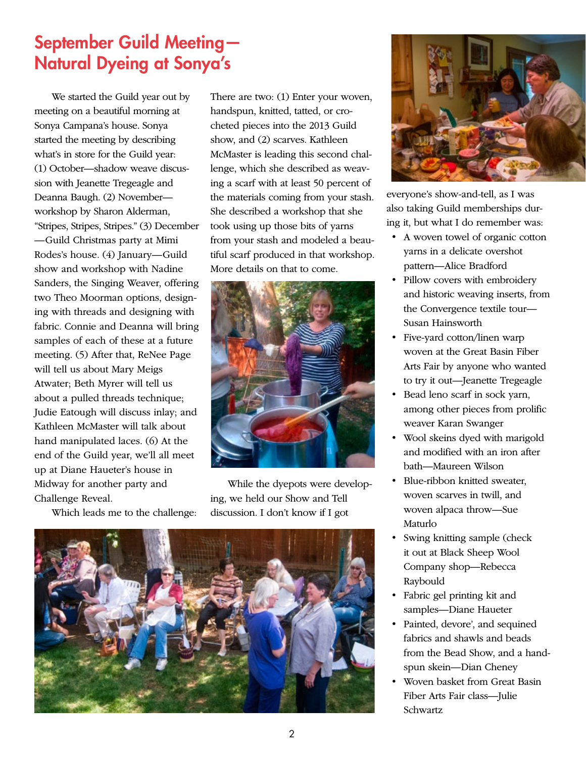# September Guild Meeting—Natural Dyeing at Sonya's

We started the Guild year out by meeting on a beautiful morning at Sonya Campana's house. Sonya started the meeting by describing what's in store for the Guild year: (1) October—shadow weave discussion with Jeanette Tregeagle and Deanna Baugh. (2) November—workshop by Sharon Alderman, "Stripes, Stripes, Stripes." (3) December—Guild Christmas party at Mimi Rodes's house. (4) January—Guild show and workshop with Nadine Sanders, the Singing Weaver, offering two Theo Moorman options, designing with threads and designing with fabric. Connie and Deanna will bring samples of each of these at a future meeting. (5) After that, ReNee Page will tell us about Mary Meigs Atwater; Beth Myrer will tell us about a pulled threads technique; Judie Eatough will discuss inlay; and Kathleen McMaster will talk about hand manipulated laces. (6) At the end of the Guild year, we'll all meet up at Diane Haueter's house in Midway for another party and Challenge Reveal.

Which leads me to the challenge: There are two: (1) Enter your woven, handspun, knitted, tatted, or crocheted pieces into the 2013 Guild show, and (2) scarves. Kathleen McMaster is leading this second challenge, which she described as weaving a scarf with at least 50 percent of the materials coming from your stash. She described a workshop that she took using up those bits of yarns from your stash and modeled a beautiful scarf produced in that workshop. More details on that to come.

While the dyepots were developing, we held our Show and Tell discussion. I don't know if I got everyone's show-and-tell, as I was also taking Guild memberships during it, but what I do remember was:

- A woven towel of organic cotton yarns in a delicate overshot pattern—Alice Bradford
- Pillow covers with embroidery and historic weaving inserts, from the Convergence textile tour—Susan Hainsworth
- Five-yard cotton/linen warp woven at the Great Basin Fiber Arts Fair by anyone who wanted to try it out—Jeanette Tregeagle
- Bead leno scarf in sock yarn, among other pieces from prolific weaver Karan Swanger
- Wool skeins dyed with marigold and modified with an iron after bath—Maureen Wilson
- Blue-ribbon knitted sweater, woven scarves in twill, and woven alpaca throw—Sue Maturlo
- Swing knitting sample (check it out at Black Sheep Wool Company shop—Rebecca Raybould
- Fabric gel printing kit and samples—Diane Haueter
- Painted, devore', and sequined fabrics and shawls and beads from the Bead Show, and a handspun skein—Dian Cheney
- Woven basket from Great Basin Fiber Arts Fair class—Julie Schwartz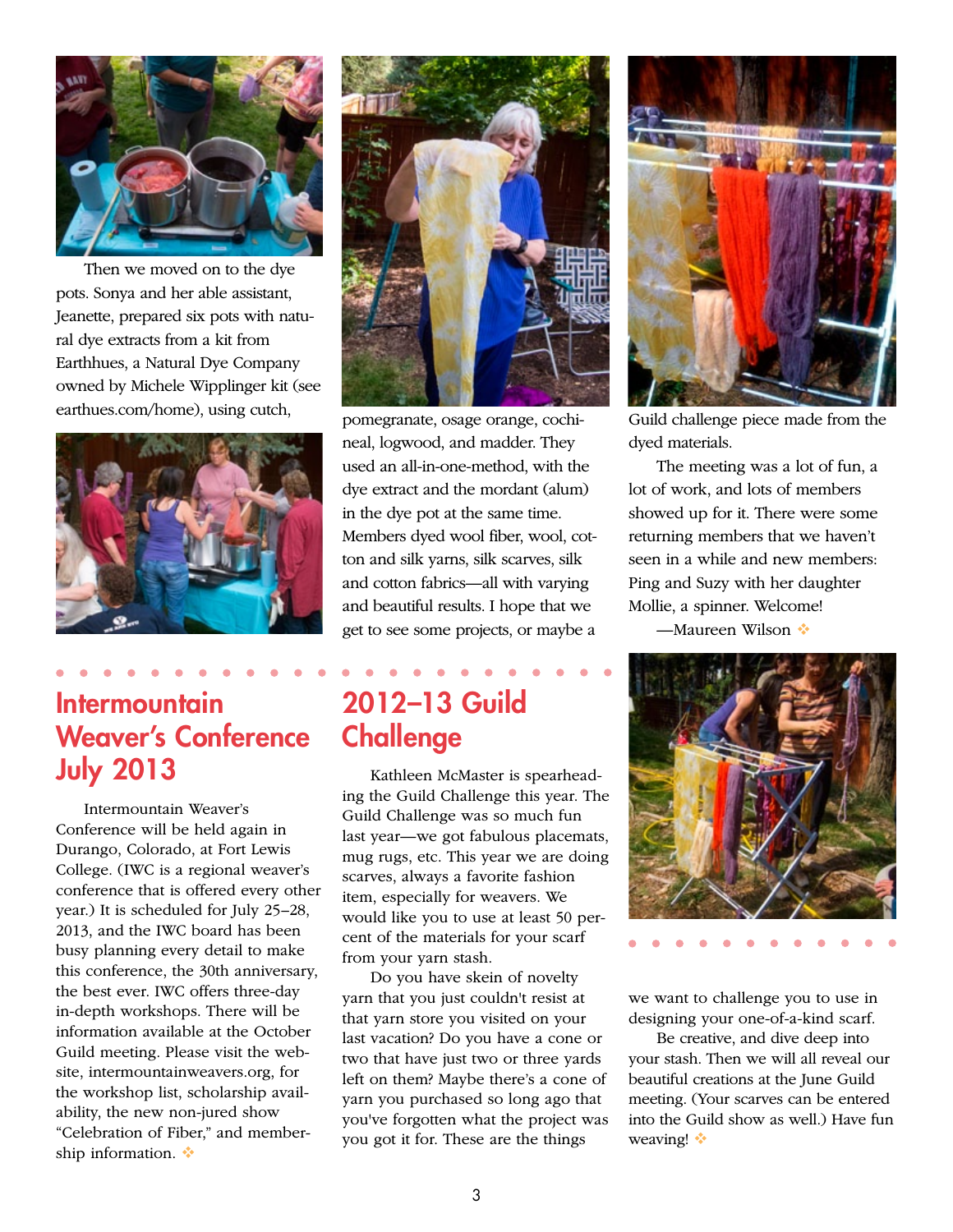Then we moved on to the dye pots. Sonya and her able assistant, Jeanette, prepared six pots with natural dye extracts from a kit from Earthhues, a Natural Dye Company owned by Michele Wipplinger kit (see earthues.com/home), using cutch, pomegranate, osage orange, cochineal, logwood, and madder. They used an all-in-one-method, with the dye extract and the mordant (alum) in the dye pot at the same time. Members dyed wool fiber, wool, cotton and silk yarns, silk scarves, silk and cotton fabrics—all with varying and beautiful results. I hope that we get to see some projects, or maybe a Guild challenge piece made from the dyed materials.

The meeting was a lot of fun, a lot of work, and lots of members showed up for it. There were some returning members that we haven't seen in a while and new members: Ping and Suzy with her daughter Mollie, a spinner. Welcome!

—Maureen Wilson

## Intermountain Weaver's Conference July 2013

Intermountain Weaver's Conference will be held again in Durango, Colorado, at Fort Lewis College. (IWC is a regional weaver's conference that is offered every other year.) It is scheduled for July 25–28, 2013, and the IWC board has been busy planning every detail to make this conference, the 30th anniversary, the best ever. IWC offers three-day in-depth workshops. There will be information available at the October Guild meeting. Please visit the website, intermountainweavers.org, for the workshop list, scholarship availability, the new non-jured show "Celebration of Fiber," and membership information.

## 2012–13 Guild Challenge

Kathleen McMaster is spearheading the Guild Challenge this year. The Guild Challenge was so much fun last year—we got fabulous placemats, mug rugs, etc. This year we are doing scarves, always a favorite fashion item, especially for weavers. We would like you to use at least 50 percent of the materials for your scarf from your yarn stash.

Do you have skein of novelty yarn that you just couldn't resist at that yarn store you visited on your last vacation? Do you have a cone or two that have just two or three yards left on them? Maybe there's a cone of yarn you purchased so long ago that you've forgotten what the project was you got it for. These are the things we want to challenge you to use in designing your one-of-a-kind scarf.

Be creative, and dive deep into your stash. Then we will all reveal our beautiful creations at the June Guild meeting. (Your scarves can be entered into the Guild show as well.) Have fun weaving!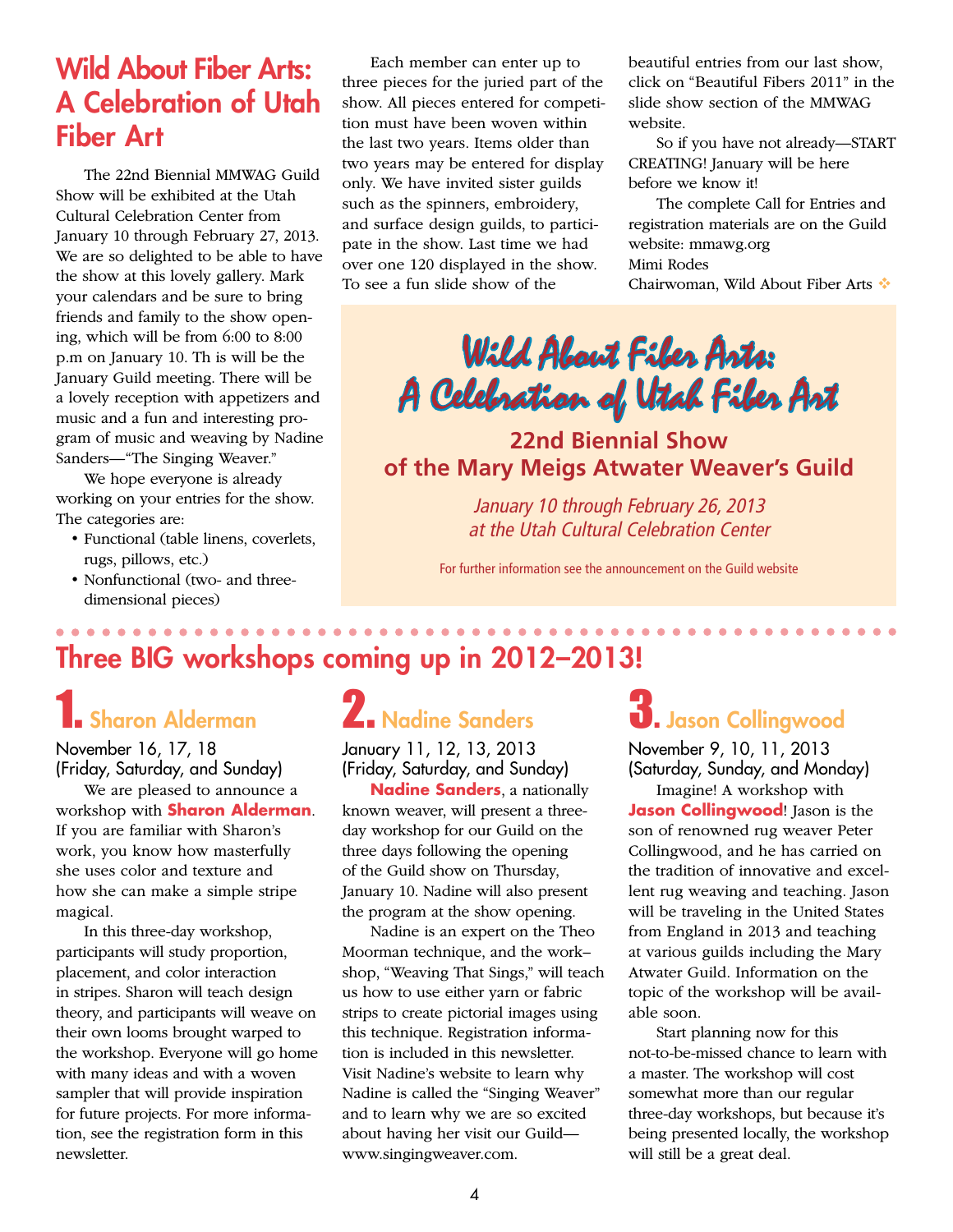# Wild About Fiber Arts: A Celebration of Utah Fiber Art

The 22nd Biennial MMWAG Guild Show will be exhibited at the Utah Cultural Celebration Center from January 10 through February 27, 2013. We are so delighted to be able to have the show at this lovely gallery. Mark your calendars and be sure to bring friends and family to the show opening, which will be from 6:00 to 8:00 p.m on January 10. Th is will be the January Guild meeting. There will be a lovely reception with appetizers and music and a fun and interesting program of music and weaving by Nadine Sanders—"The Singing Weaver."

We hope everyone is already working on your entries for the show. The categories are:

- Functional (table linens, coverlets, rugs, pillows, etc.)
- Nonfunctional (two- and three-dimensional pieces)

Each member can enter up to three pieces for the juried part of the show. All pieces entered for competition must have been woven within the last two years. Items older than two years may be entered for display only. We have invited sister guilds such as the spinners, embroidery, and surface design guilds, to participate in the show. Last time we had over one 120 displayed in the show. To see a fun slide show of the beautiful entries from our last show, click on "Beautiful Fibers 2011" in the slide show section of the MMWAG website.

So if you have not already—START CREATING! January will be here before we know it!

The complete Call for Entries and registration materials are on the Guild website: mmawg.org

Mimi Rodes
Chairwoman, Wild About Fiber Arts

---

**Wild About Fiber Arts: A Celebration of Utah Fiber Art**

**22nd Biennial Show of the Mary Meigs Atwater Weaver's Guild**

*January 10 through February 26, 2013 at the Utah Cultural Celebration Center*

For further information see the announcement on the Guild website

---

# Three BIG workshops coming up in 2012–2013!

## 1. Sharon Alderman

November 16, 17, 18
(Friday, Saturday, and Sunday)

We are pleased to announce a workshop with **Sharon Alderman**. If you are familiar with Sharon's work, you know how masterfully she uses color and texture and how she can make a simple stripe magical.

In this three-day workshop, participants will study proportion, placement, and color interaction in stripes. Sharon will teach design theory, and participants will weave on their own looms brought warped to the workshop. Everyone will go home with many ideas and with a woven sampler that will provide inspiration for future projects. For more information, see the registration form in this newsletter.

## 2. Nadine Sanders

January 11, 12, 13, 2013
(Friday, Saturday, and Sunday)

**Nadine Sanders**, a nationally known weaver, will present a three-day workshop for our Guild on the three days following the opening of the Guild show on Thursday, January 10. Nadine will also present the program at the show opening.

Nadine is an expert on the Theo Moorman technique, and the work–shop, "Weaving That Sings," will teach us how to use either yarn or fabric strips to create pictorial images using this technique. Registration information is included in this newsletter. Visit Nadine's website to learn why Nadine is called the "Singing Weaver" and to learn why we are so excited about having her visit our Guild—www.singingweaver.com.

## 3. Jason Collingwood

November 9, 10, 11, 2013
(Saturday, Sunday, and Monday)

Imagine! A workshop with **Jason Collingwood**! Jason is the son of renowned rug weaver Peter Collingwood, and he has carried on the tradition of innovative and excellent rug weaving and teaching. Jason will be traveling in the United States from England in 2013 and teaching at various guilds including the Mary Atwater Guild. Information on the topic of the workshop will be available soon.

Start planning now for this not-to-be-missed chance to learn with a master. The workshop will cost somewhat more than our regular three-day workshops, but because it's being presented locally, the workshop will still be a great deal.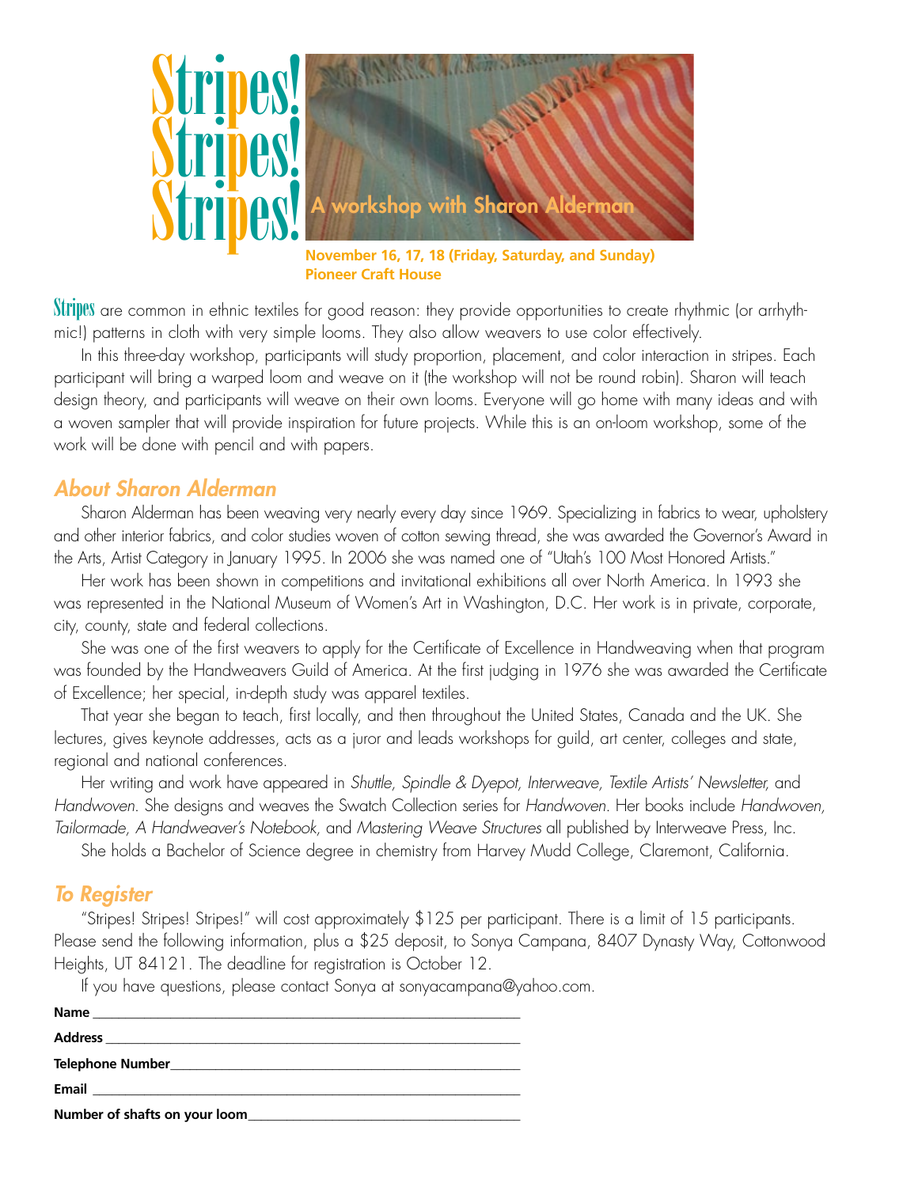# Stripes! Stripes! Stripes!

**A workshop with Sharon Alderman**

**November 16, 17, 18 (Friday, Saturday, and Sunday)**
**Pioneer Craft House**

**Stripes** are common in ethnic textiles for good reason: they provide opportunities to create rhythmic (or arrhythmic!) patterns in cloth with very simple looms. They also allow weavers to use color effectively.

In this three-day workshop, participants will study proportion, placement, and color interaction in stripes. Each participant will bring a warped loom and weave on it (the workshop will not be round robin). Sharon will teach design theory, and participants will weave on their own looms. Everyone will go home with many ideas and with a woven sampler that will provide inspiration for future projects. While this is an on-loom workshop, some of the work will be done with pencil and with papers.

## About Sharon Alderman

Sharon Alderman has been weaving very nearly every day since 1969. Specializing in fabrics to wear, upholstery and other interior fabrics, and color studies woven of cotton sewing thread, she was awarded the Governor's Award in the Arts, Artist Category in January 1995. In 2006 she was named one of "Utah's 100 Most Honored Artists."

Her work has been shown in competitions and invitational exhibitions all over North America. In 1993 she was represented in the National Museum of Women's Art in Washington, D.C. Her work is in private, corporate, city, county, state and federal collections.

She was one of the first weavers to apply for the Certificate of Excellence in Handweaving when that program was founded by the Handweavers Guild of America. At the first judging in 1976 she was awarded the Certificate of Excellence; her special, in-depth study was apparel textiles.

That year she began to teach, first locally, and then throughout the United States, Canada and the UK. She lectures, gives keynote addresses, acts as a juror and leads workshops for guild, art center, colleges and state, regional and national conferences.

Her writing and work have appeared in *Shuttle, Spindle & Dyepot, Interweave, Textile Artists' Newsletter,* and *Handwoven*. She designs and weaves the Swatch Collection series for *Handwoven*. Her books include *Handwoven, Tailormade, A Handweaver's Notebook,* and *Mastering Weave Structures* all published by Interweave Press, Inc.

She holds a Bachelor of Science degree in chemistry from Harvey Mudd College, Claremont, California.

## To Register

"Stripes! Stripes! Stripes!" will cost approximately $125 per participant. There is a limit of 15 participants. Please send the following information, plus a $25 deposit, to Sonya Campana, 8407 Dynasty Way, Cottonwood Heights, UT 84121. The deadline for registration is October 12.

If you have questions, please contact Sonya at sonyacampana@yahoo.com.

**Name** ______________________________

**Address** ______________________________

**Telephone Number** ______________________________

**Email** ______________________________

**Number of shafts on your loom** ______________________________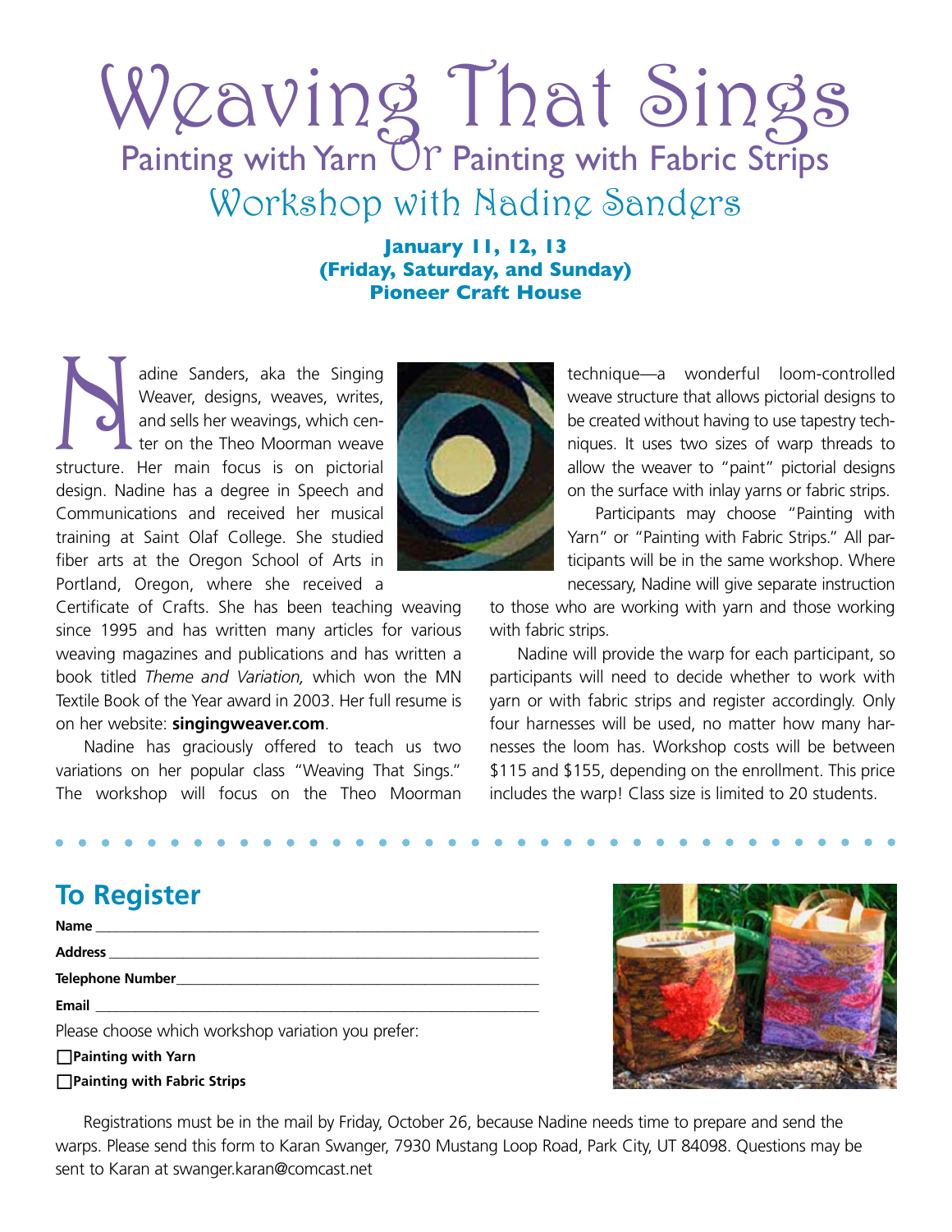# Weaving That Sings

## Painting with Yarn Or Painting with Fabric Strips

## Workshop with Nadine Sanders

**January 11, 12, 13**
**(Friday, Saturday, and Sunday)**
**Pioneer Craft House**

Nadine Sanders, aka the Singing Weaver, designs, weaves, writes, and sells her weavings, which center on the Theo Moorman weave structure. Her main focus is on pictorial design. Nadine has a degree in Speech and Communications and received her musical training at Saint Olaf College. She studied fiber arts at the Oregon School of Arts in Portland, Oregon, where she received a Certificate of Crafts. She has been teaching weaving since 1995 and has written many articles for various weaving magazines and publications and has written a book titled *Theme and Variation,* which won the MN Textile Book of the Year award in 2003. Her full resume is on her website: **singingweaver.com**.

Nadine has graciously offered to teach us two variations on her popular class "Weaving That Sings." The workshop will focus on the Theo Moorman technique—a wonderful loom-controlled weave structure that allows pictorial designs to be created without having to use tapestry techniques. It uses two sizes of warp threads to allow the weaver to "paint" pictorial designs on the surface with inlay yarns or fabric strips.

Participants may choose "Painting with Yarn" or "Painting with Fabric Strips." All participants will be in the same workshop. Where necessary, Nadine will give separate instruction to those who are working with yarn and those working with fabric strips.

Nadine will provide the warp for each participant, so participants will need to decide whether to work with yarn or with fabric strips and register accordingly. Only four harnesses will be used, no matter how many harnesses the loom has. Workshop costs will be between $115 and $155, depending on the enrollment. This price includes the warp! Class size is limited to 20 students.

## To Register

**Name** ______________________________

**Address** ______________________________

**Telephone Number** ______________________________

**Email** ______________________________

Please choose which workshop variation you prefer:

☐ **Painting with Yarn**

☐ **Painting with Fabric Strips**

Registrations must be in the mail by Friday, October 26, because Nadine needs time to prepare and send the warps. Please send this form to Karan Swanger, 7930 Mustang Loop Road, Park City, UT 84098. Questions may be sent to Karan at swanger.karan@comcast.net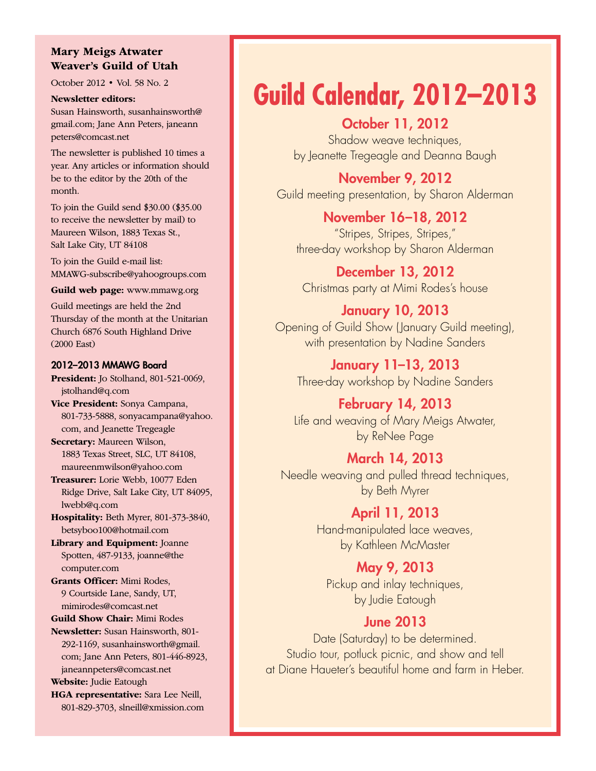**Mary Meigs Atwater Weaver's Guild of Utah**

October 2012 • Vol. 58 No. 2

**Newsletter editors:**
Susan Hainsworth, susanhainsworth@gmail.com; Jane Ann Peters, janeannpeters@comcast.net

The newsletter is published 10 times a year. Any articles or information should be to the editor by the 20th of the month.

To join the Guild send $30.00 ($35.00 to receive the newsletter by mail) to Maureen Wilson, 1883 Texas St., Salt Lake City, UT 84108

To join the Guild e-mail list: MMAWG-subscribe@yahoogroups.com

**Guild web page:** www.mmawg.org

Guild meetings are held the 2nd Thursday of the month at the Unitarian Church 6876 South Highland Drive (2000 East)

**2012–2013 MMAWG Board**

**President:** Jo Stolhand, 801-521-0069, jstolhand@q.com

**Vice President:** Sonya Campana, 801-733-5888, sonyacampana@yahoo.com, and Jeanette Tregeagle

**Secretary:** Maureen Wilson, 1883 Texas Street, SLC, UT 84108, maureenmwilson@yahoo.com

**Treasurer:** Lorie Webb, 10077 Eden Ridge Drive, Salt Lake City, UT 84095, lwebb@q.com

**Hospitality:** Beth Myrer, 801-373-3840, betsyboo100@hotmail.com

**Library and Equipment:** Joanne Spotten, 487-9133, joanne@thecomputer.com

**Grants Officer:** Mimi Rodes, 9 Courtside Lane, Sandy, UT, mimirodes@comcast.net

**Guild Show Chair:** Mimi Rodes

**Newsletter:** Susan Hainsworth, 801-292-1169, susanhainsworth@gmail.com; Jane Ann Peters, 801-446-8923, janeannpeters@comcast.net

**Website:** Judie Eatough

**HGA representative:** Sara Lee Neill, 801-829-3703, slneill@xmission.com

# Guild Calendar, 2012–2013

**October 11, 2012**
Shadow weave techniques, by Jeanette Tregeagle and Deanna Baugh

**November 9, 2012**
Guild meeting presentation, by Sharon Alderman

**November 16–18, 2012**
"Stripes, Stripes, Stripes," three-day workshop by Sharon Alderman

**December 13, 2012**
Christmas party at Mimi Rodes's house

**January 10, 2013**
Opening of Guild Show (January Guild meeting), with presentation by Nadine Sanders

**January 11–13, 2013**
Three-day workshop by Nadine Sanders

**February 14, 2013**
Life and weaving of Mary Meigs Atwater, by ReNee Page

**March 14, 2013**
Needle weaving and pulled thread techniques, by Beth Myrer

**April 11, 2013**
Hand-manipulated lace weaves, by Kathleen McMaster

**May 9, 2013**
Pickup and inlay techniques, by Judie Eatough

**June 2013**
Date (Saturday) to be determined. Studio tour, potluck picnic, and show and tell at Diane Haueter's beautiful home and farm in Heber.